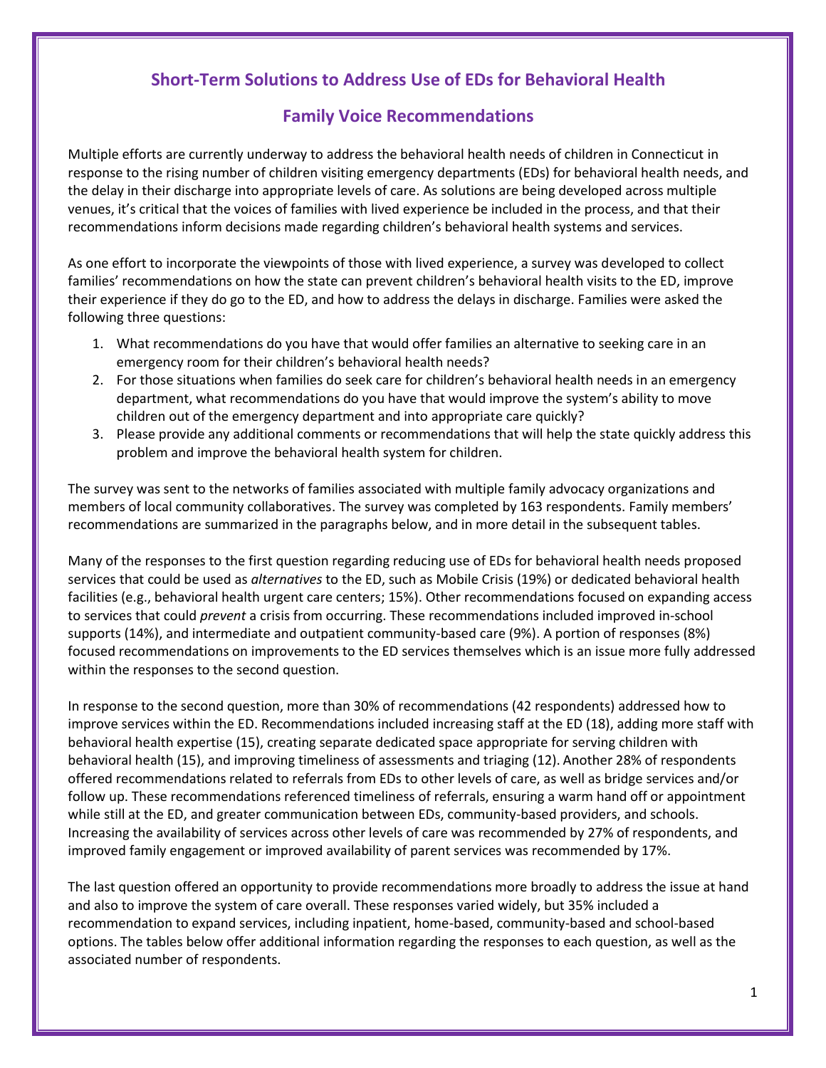## Short-Term Solutions to Address Use of EDs for Behavioral Health

## Family Voice Recommendations

Multiple efforts are currently underway to address the behavioral health needs of children in Connecticut in response to the rising number of children visiting emergency departments (EDs) for behavioral health needs, and the delay in their discharge into appropriate levels of care. As solutions are being developed across multiple venues, it's critical that the voices of families with lived experience be included in the process, and that their recommendations inform decisions made regarding children's behavioral health systems and services.

As one effort to incorporate the viewpoints of those with lived experience, a survey was developed to collect families' recommendations on how the state can prevent children's behavioral health visits to the ED, improve their experience if they do go to the ED, and how to address the delays in discharge. Families were asked the following three questions:

1. What recommendations do you have that would offer families an alternative to seeking care in an emergency room for their children's behavioral health needs?
2. For those situations when families do seek care for children's behavioral health needs in an emergency department, what recommendations do you have that would improve the system's ability to move children out of the emergency department and into appropriate care quickly?
3. Please provide any additional comments or recommendations that will help the state quickly address this problem and improve the behavioral health system for children.

The survey was sent to the networks of families associated with multiple family advocacy organizations and members of local community collaboratives. The survey was completed by 163 respondents. Family members' recommendations are summarized in the paragraphs below, and in more detail in the subsequent tables.

Many of the responses to the first question regarding reducing use of EDs for behavioral health needs proposed services that could be used as *alternatives* to the ED, such as Mobile Crisis (19%) or dedicated behavioral health facilities (e.g., behavioral health urgent care centers; 15%). Other recommendations focused on expanding access to services that could *prevent* a crisis from occurring. These recommendations included improved in-school supports (14%), and intermediate and outpatient community-based care (9%). A portion of responses (8%) focused recommendations on improvements to the ED services themselves which is an issue more fully addressed within the responses to the second question.

In response to the second question, more than 30% of recommendations (42 respondents) addressed how to improve services within the ED. Recommendations included increasing staff at the ED (18), adding more staff with behavioral health expertise (15), creating separate dedicated space appropriate for serving children with behavioral health (15), and improving timeliness of assessments and triaging (12). Another 28% of respondents offered recommendations related to referrals from EDs to other levels of care, as well as bridge services and/or follow up. These recommendations referenced timeliness of referrals, ensuring a warm hand off or appointment while still at the ED, and greater communication between EDs, community-based providers, and schools. Increasing the availability of services across other levels of care was recommended by 27% of respondents, and improved family engagement or improved availability of parent services was recommended by 17%.

The last question offered an opportunity to provide recommendations more broadly to address the issue at hand and also to improve the system of care overall. These responses varied widely, but 35% included a recommendation to expand services, including inpatient, home-based, community-based and school-based options. The tables below offer additional information regarding the responses to each question, as well as the associated number of respondents.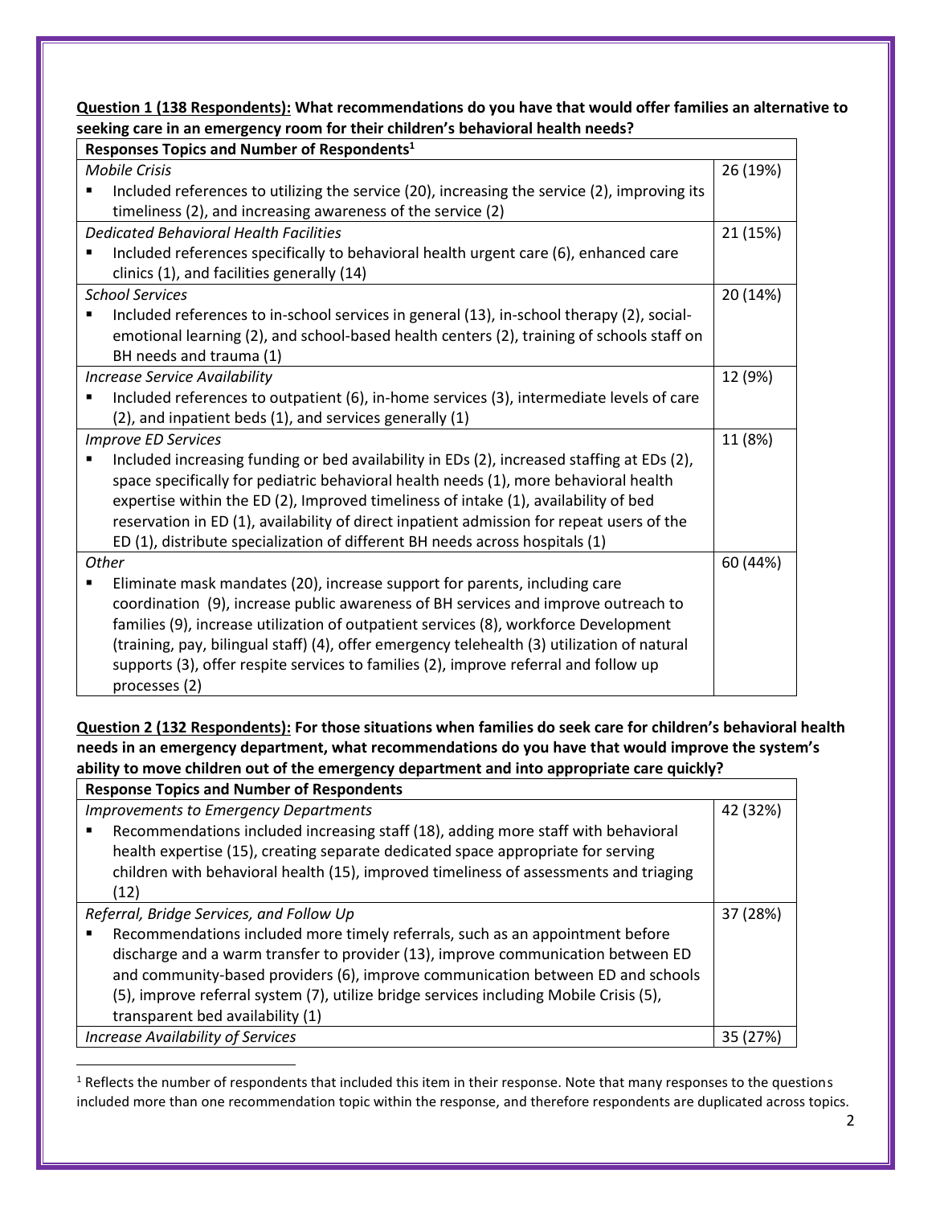**Question 1 (138 Respondents): What recommendations do you have that would offer families an alternative to seeking care in an emergency room for their children's behavioral health needs?**

| Responses Topics and Number of Respondents[1] | |
|---|---|
| *Mobile Crisis*<br>▪ Included references to utilizing the service (20), increasing the service (2), improving its timeliness (2), and increasing awareness of the service (2) | 26 (19%) |
| *Dedicated Behavioral Health Facilities*<br>▪ Included references specifically to behavioral health urgent care (6), enhanced care clinics (1), and facilities generally (14) | 21 (15%) |
| *School Services*<br>▪ Included references to in-school services in general (13), in-school therapy (2), social-emotional learning (2), and school-based health centers (2), training of schools staff on BH needs and trauma (1) | 20 (14%) |
| *Increase Service Availability*<br>▪ Included references to outpatient (6), in-home services (3), intermediate levels of care (2), and inpatient beds (1), and services generally (1) | 12 (9%) |
| *Improve ED Services*<br>▪ Included increasing funding or bed availability in EDs (2), increased staffing at EDs (2), space specifically for pediatric behavioral health needs (1), more behavioral health expertise within the ED (2), Improved timeliness of intake (1), availability of bed reservation in ED (1), availability of direct inpatient admission for repeat users of the ED (1), distribute specialization of different BH needs across hospitals (1) | 11 (8%) |
| *Other*<br>▪ Eliminate mask mandates (20), increase support for parents, including care coordination (9), increase public awareness of BH services and improve outreach to families (9), increase utilization of outpatient services (8), workforce Development (training, pay, bilingual staff) (4), offer emergency telehealth (3) utilization of natural supports (3), offer respite services to families (2), improve referral and follow up processes (2) | 60 (44%) |

**Question 2 (132 Respondents): For those situations when families do seek care for children's behavioral health needs in an emergency department, what recommendations do you have that would improve the system's ability to move children out of the emergency department and into appropriate care quickly?**

| Response Topics and Number of Respondents | |
|---|---|
| *Improvements to Emergency Departments*<br>▪ Recommendations included increasing staff (18), adding more staff with behavioral health expertise (15), creating separate dedicated space appropriate for serving children with behavioral health (15), improved timeliness of assessments and triaging (12) | 42 (32%) |
| *Referral, Bridge Services, and Follow Up*<br>▪ Recommendations included more timely referrals, such as an appointment before discharge and a warm transfer to provider (13), improve communication between ED and community-based providers (6), improve communication between ED and schools (5), improve referral system (7), utilize bridge services including Mobile Crisis (5), transparent bed availability (1) | 37 (28%) |
| *Increase Availability of Services* | 35 (27%) |

[1] Reflects the number of respondents that included this item in their response. Note that many responses to the questions included more than one recommendation topic within the response, and therefore respondents are duplicated across topics.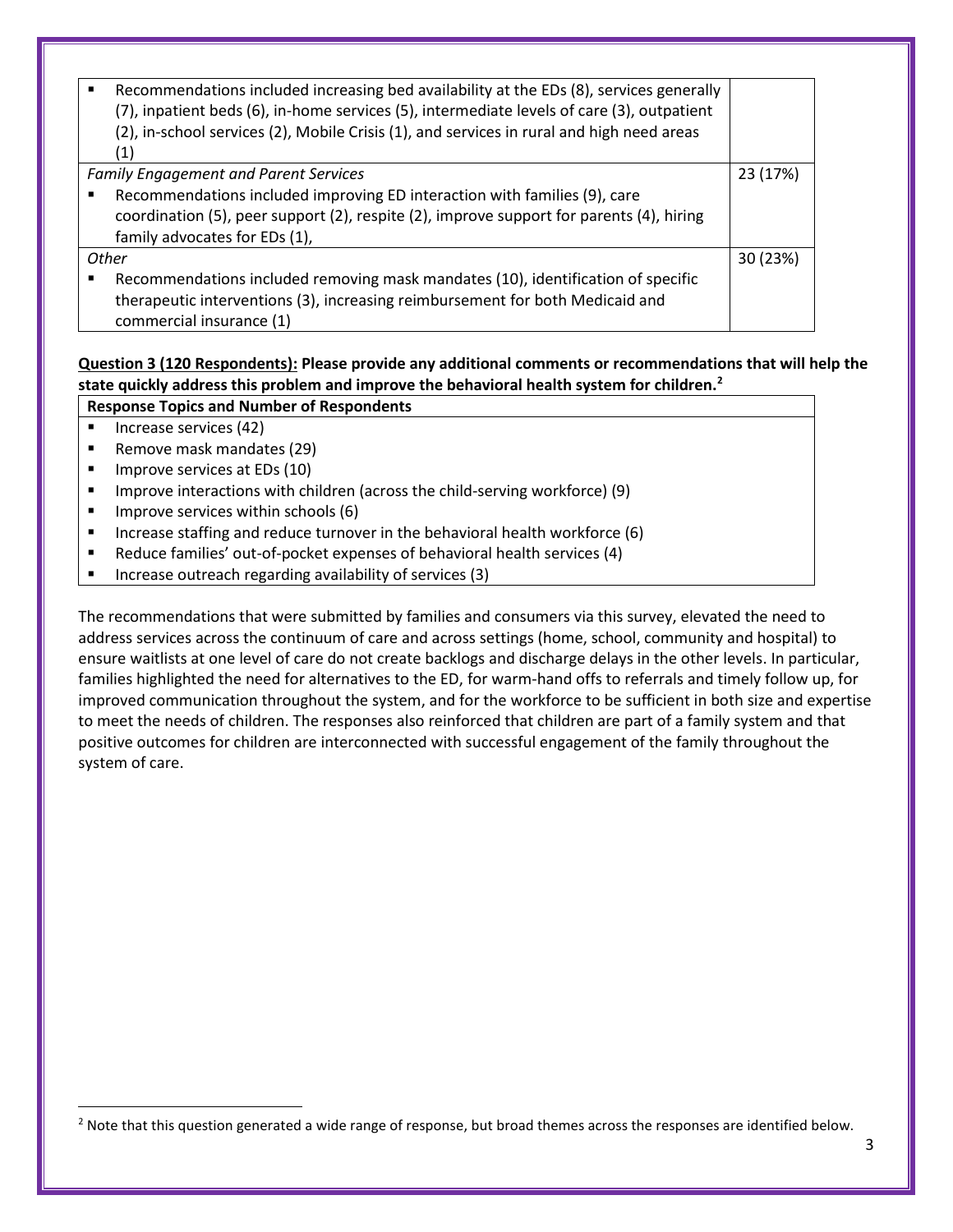| | |
|---|---|
| ▪ Recommendations included increasing bed availability at the EDs (8), services generally (7), inpatient beds (6), in-home services (5), intermediate levels of care (3), outpatient (2), in-school services (2), Mobile Crisis (1), and services in rural and high need areas (1) | |
| *Family Engagement and Parent Services*<br>▪ Recommendations included improving ED interaction with families (9), care coordination (5), peer support (2), respite (2), improve support for parents (4), hiring family advocates for EDs (1), | 23 (17%) |
| *Other*<br>▪ Recommendations included removing mask mandates (10), identification of specific therapeutic interventions (3), increasing reimbursement for both Medicaid and commercial insurance (1) | 30 (23%) |

**<u>Question 3 (120 Respondents):</u> Please provide any additional comments or recommendations that will help the state quickly address this problem and improve the behavioral health system for children.[2]**

| Response Topics and Number of Respondents |
|---|
| ▪ Increase services (42) |
| ▪ Remove mask mandates (29) |
| ▪ Improve services at EDs (10) |
| ▪ Improve interactions with children (across the child-serving workforce) (9) |
| ▪ Improve services within schools (6) |
| ▪ Increase staffing and reduce turnover in the behavioral health workforce (6) |
| ▪ Reduce families' out-of-pocket expenses of behavioral health services (4) |
| ▪ Increase outreach regarding availability of services (3) |

The recommendations that were submitted by families and consumers via this survey, elevated the need to address services across the continuum of care and across settings (home, school, community and hospital) to ensure waitlists at one level of care do not create backlogs and discharge delays in the other levels. In particular, families highlighted the need for alternatives to the ED, for warm-hand offs to referrals and timely follow up, for improved communication throughout the system, and for the workforce to be sufficient in both size and expertise to meet the needs of children. The responses also reinforced that children are part of a family system and that positive outcomes for children are interconnected with successful engagement of the family throughout the system of care.

[2] Note that this question generated a wide range of response, but broad themes across the responses are identified below.